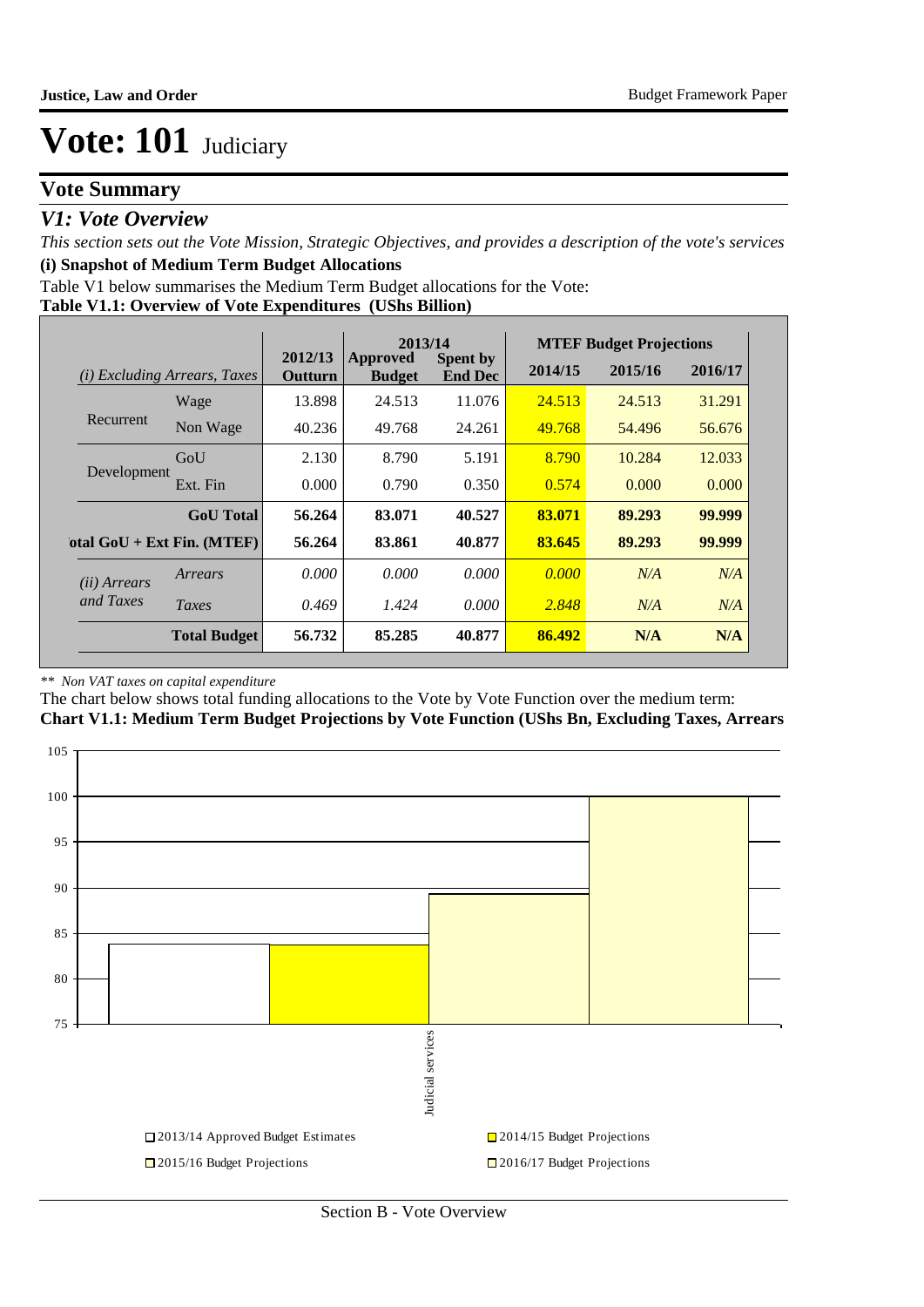# Vote: 101 Judiciary

## Vote Summary

### *V1: Vote Overview*

*This section sets out the Vote Mission, Strategic Objectives, and provides a description of the vote's services*

**(i) Snapshot of Medium Term Budget Allocations**

Table V1 below summarises the Medium Term Budget allocations for the Vote:

**Table V1.1: Overview of Vote Expenditures (UShs Billion)**

| *(i) Excluding Arrears, Taxes* | | 2012/13 Outturn | 2013/14 Approved Budget | 2013/14 Spent by End Dec | MTEF Budget Projections 2014/15 | 2015/16 | 2016/17 |
|---|---|---|---|---|---|---|---|
| Recurrent | Wage | 13.898 | 24.513 | 11.076 | 24.513 | 24.513 | 31.291 |
| | Non Wage | 40.236 | 49.768 | 24.261 | 49.768 | 54.496 | 56.676 |
| Development | GoU | 2.130 | 8.790 | 5.191 | 8.790 | 10.284 | 12.033 |
| | Ext. Fin | 0.000 | 0.790 | 0.350 | 0.574 | 0.000 | 0.000 |
| | **GoU Total** | **56.264** | **83.071** | **40.527** | **83.071** | **89.293** | **99.999** |
| **Total GoU + Ext Fin. (MTEF)** | | **56.264** | **83.861** | **40.877** | **83.645** | **89.293** | **99.999** |
| *(ii) Arrears and Taxes* | *Arrears* | *0.000* | *0.000* | *0.000* | *0.000* | *N/A* | *N/A* |
| | *Taxes* | *0.469* | *1.424* | *0.000* | *2.848* | *N/A* | *N/A* |
| | **Total Budget** | **56.732** | **85.285** | **40.877** | **86.492** | **N/A** | **N/A** |

*\*\* Non VAT taxes on capital expenditure*

The chart below shows total funding allocations to the Vote by Vote Function over the medium term:

**Chart V1.1: Medium Term Budget Projections by Vote Function (UShs Bn, Excluding Taxes, Arrears**

Judicial services

□ 2013/14 Approved Budget Estimates
□ 2014/15 Budget Projections
□ 2015/16 Budget Projections
□ 2016/17 Budget Projections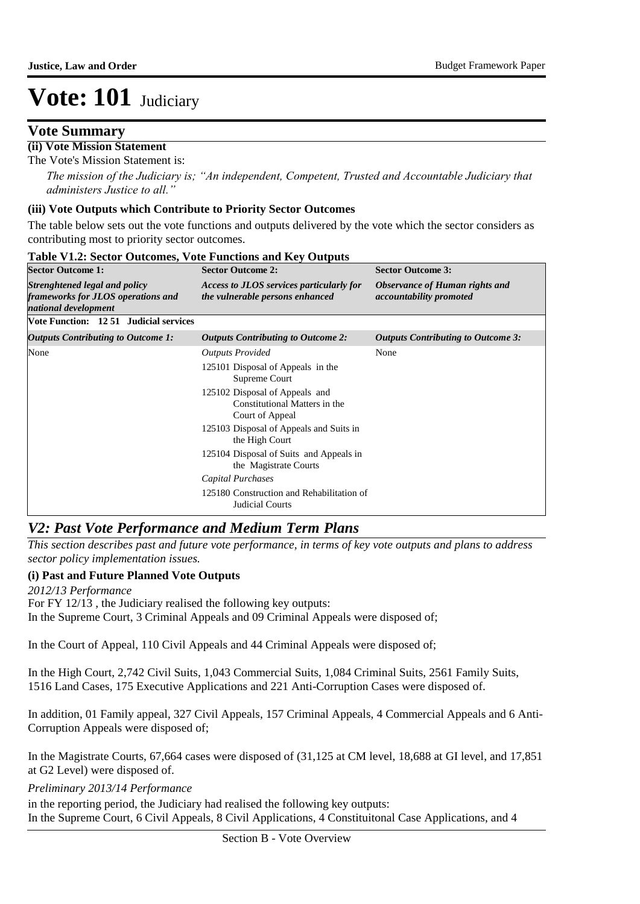# Vote: 101 Judiciary

## Vote Summary

**(ii) Vote Mission Statement**

The Vote's Mission Statement is:

*The mission of the Judiciary is; "An independent, Competent, Trusted and Accountable Judiciary that administers Justice to all."*

**(iii) Vote Outputs which Contribute to Priority Sector Outcomes**

The table below sets out the vote functions and outputs delivered by the vote which the sector considers as contributing most to priority sector outcomes.

**Table V1.2: Sector Outcomes, Vote Functions and Key Outputs**

| **Sector Outcome 1:** *Strenghtened legal and policy frameworks for JLOS operations and national development* | **Sector Outcome 2:** *Access to JLOS services particularly for the vulnerable persons enhanced* | **Sector Outcome 3:** *Observance of Human rights and accountability promoted* |
|---|---|---|
| **Vote Function: 12 51 Judicial services** | | |
| ***Outputs Contributing to Outcome 1:*** | ***Outputs Contributing to Outcome 2:*** | ***Outputs Contributing to Outcome 3:*** |
| None | *Outputs Provided*<br>125101 Disposal of Appeals in the Supreme Court<br>125102 Disposal of Appeals and Constitutional Matters in the Court of Appeal<br>125103 Disposal of Appeals and Suits in the High Court<br>125104 Disposal of Suits and Appeals in the Magistrate Courts<br>*Capital Purchases*<br>125180 Construction and Rehabilitation of Judicial Courts | None |

## *V2: Past Vote Performance and Medium Term Plans*

*This section describes past and future vote performance, in terms of key vote outputs and plans to address sector policy implementation issues.*

**(i) Past and Future Planned Vote Outputs**

*2012/13 Performance*

For FY 12/13 , the Judiciary realised the following key outputs:
In the Supreme Court, 3 Criminal Appeals and 09 Criminal Appeals were disposed of;

In the Court of Appeal, 110 Civil Appeals and 44 Criminal Appeals were disposed of;

In the High Court, 2,742 Civil Suits, 1,043 Commercial Suits, 1,084 Criminal Suits, 2561 Family Suits, 1516 Land Cases, 175 Executive Applications and 221 Anti-Corruption Cases were disposed of.

In addition, 01 Family appeal, 327 Civil Appeals, 157 Criminal Appeals, 4 Commercial Appeals and 6 Anti-Corruption Appeals were disposed of;

In the Magistrate Courts, 67,664 cases were disposed of (31,125 at CM level, 18,688 at GI level, and 17,851 at G2 Level) were disposed of.

*Preliminary 2013/14 Performance*

in the reporting period, the Judiciary had realised the following key outputs:
In the Supreme Court, 6 Civil Appeals, 8 Civil Applications, 4 Constituitonal Case Applications, and 4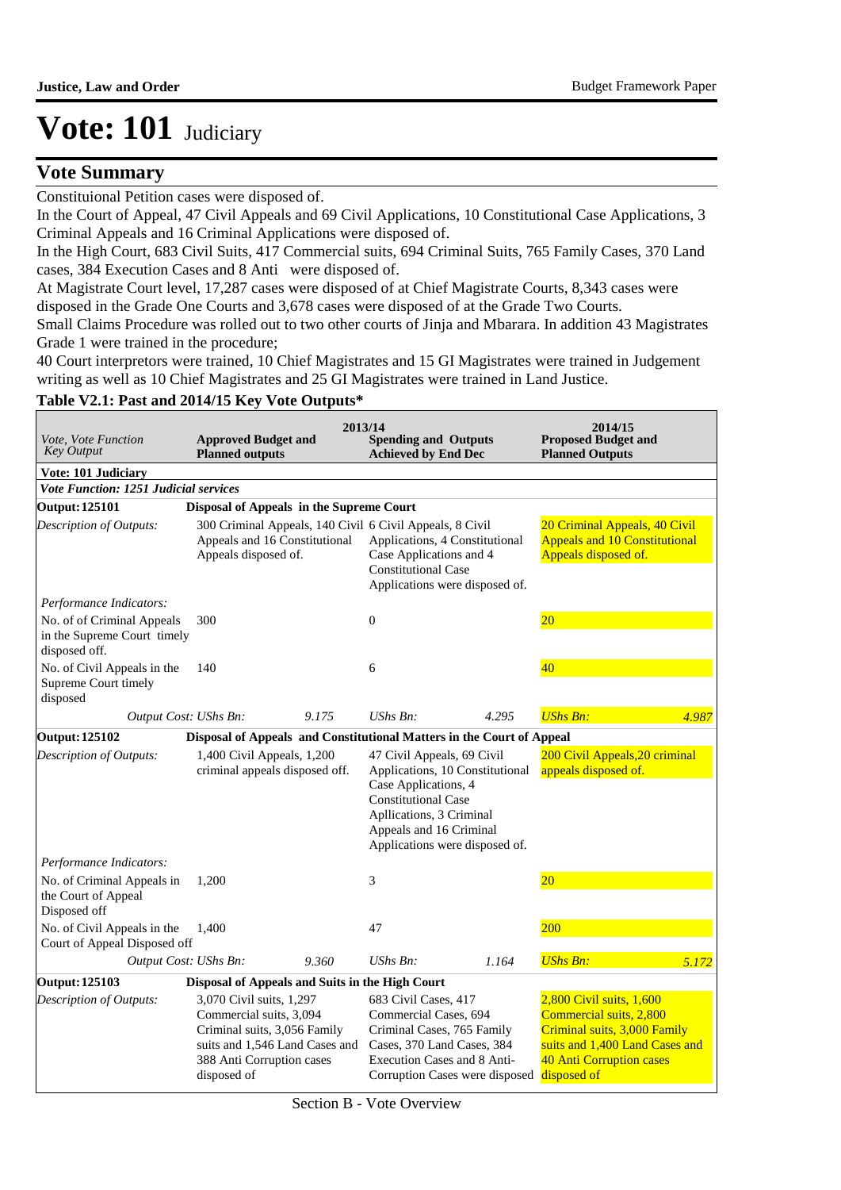# Vote: 101 Judiciary

## Vote Summary

Constituional Petition cases were disposed of.

In the Court of Appeal, 47 Civil Appeals and 69 Civil Applications, 10 Constitutional Case Applications, 3 Criminal Appeals and 16 Criminal Applications were disposed of.

In the High Court, 683 Civil Suits, 417 Commercial suits, 694 Criminal Suits, 765 Family Cases, 370 Land cases, 384 Execution Cases and 8 Anti were disposed of.

At Magistrate Court level, 17,287 cases were disposed of at Chief Magistrate Courts, 8,343 cases were disposed in the Grade One Courts and 3,678 cases were disposed of at the Grade Two Courts.

Small Claims Procedure was rolled out to two other courts of Jinja and Mbarara. In addition 43 Magistrates Grade 1 were trained in the procedure;

40 Court interpretors were trained, 10 Chief Magistrates and 15 GI Magistrates were trained in Judgement writing as well as 10 Chief Magistrates and 25 GI Magistrates were trained in Land Justice.

### Table V2.1: Past and 2014/15 Key Vote Outputs*

| *Vote, Vote Function Key Output* | 2013/14 **Approved Budget and Planned outputs** | | 2013/14 **Spending and Outputs Achieved by End Dec** | | 2014/15 **Proposed Budget and Planned Outputs** | |
|---|---|---|---|---|---|---|
| **Vote: 101 Judiciary** | | | | | | |
| ***Vote Function: 1251 Judicial services*** | | | | | | |
| **Output: 125101** | **Disposal of Appeals in the Supreme Court** | | | | | |
| *Description of Outputs:* | 300 Criminal Appeals, 140 Civil Appeals and 16 Constitutional Appeals disposed of. | | 6 Civil Appeals, 8 Civil Applications, 4 Constitutional Case Applications and 4 Constitutional Case Applications were disposed of. | | 20 Criminal Appeals, 40 Civil Appeals and 10 Constitutional Appeals disposed of. | |
| *Performance Indicators:* | | | | | | |
| No. of of Criminal Appeals in the Supreme Court timely disposed off. | 300 | | 0 | | 20 | |
| No. of Civil Appeals in the Supreme Court timely disposed | 140 | | 6 | | 40 | |
| *Output Cost:* | *UShs Bn:* | *9.175* | *UShs Bn:* | *4.295* | *UShs Bn:* | *4.987* |
| **Output: 125102** | **Disposal of Appeals and Constitutional Matters in the Court of Appeal** | | | | | |
| *Description of Outputs:* | 1,400 Civil Appeals, 1,200 criminal appeals disposed off. | | 47 Civil Appeals, 69 Civil Applications, 10 Constitutional Case Applications, 4 Constitutional Case Apllications, 3 Criminal Appeals and 16 Criminal Applications were disposed of. | | 200 Civil Appeals,20 criminal appeals disposed of. | |
| *Performance Indicators:* | | | | | | |
| No. of Criminal Appeals in the Court of Appeal Disposed off | 1,200 | | 3 | | 20 | |
| No. of Civil Appeals in the Court of Appeal Disposed off | 1,400 | | 47 | | 200 | |
| *Output Cost:* | *UShs Bn:* | *9.360* | *UShs Bn:* | *1.164* | *UShs Bn:* | *5.172* |
| **Output: 125103** | **Disposal of Appeals and Suits in the High Court** | | | | | |
| *Description of Outputs:* | 3,070 Civil suits, 1,297 Commercial suits, 3,094 Criminal suits, 3,056 Family suits and 1,546 Land Cases and 388 Anti Corruption cases disposed of | | 683 Civil Cases, 417 Commercial Cases, 694 Criminal Cases, 765 Family Cases, 370 Land Cases, 384 Execution Cases and 8 Anti-Corruption Cases were disposed | | 2,800 Civil suits, 1,600 Commercial suits, 2,800 Criminal suits, 3,000 Family suits and 1,400 Land Cases and 40 Anti Corruption cases disposed of | |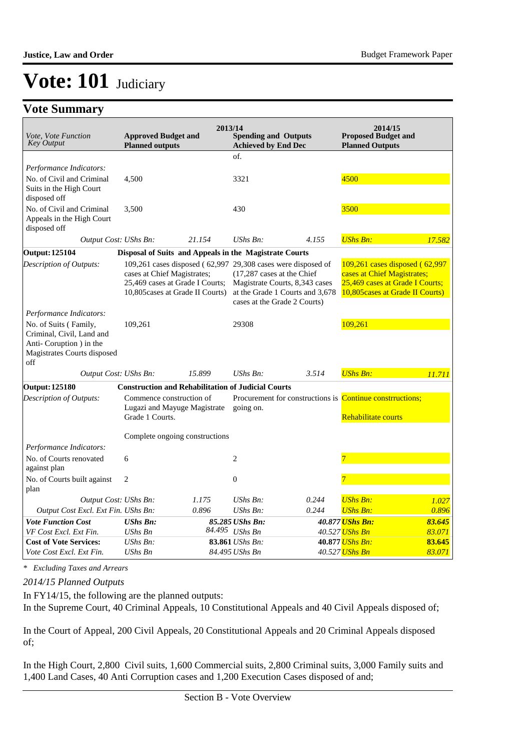# Vote: 101 Judiciary

## Vote Summary

| Vote, Vote Function Key Output | 2013/14 Approved Budget and Planned outputs | | 2013/14 Spending and Outputs Achieved by End Dec | | 2014/15 Proposed Budget and Planned Outputs | |
|---|---|---|---|---|---|---|
| | | | of. | | | |
| *Performance Indicators:* | | | | | | |
| No. of Civil and Criminal Suits in the High Court disposed off | 4,500 | | 3321 | | 4500 | |
| No. of Civil and Criminal Appeals in the High Court disposed off | 3,500 | | 430 | | 3500 | |
| *Output Cost:* | *UShs Bn:* | *21.154* | *UShs Bn:* | *4.155* | *UShs Bn:* | *17.582* |
| **Output: 125104** | **Disposal of Suits and Appeals in the Magistrate Courts** | | | | | |
| *Description of Outputs:* | 109,261 cases disposed ( 62,997 cases at Chief Magistrates; 25,469 cases at Grade I Courts; 10,805cases at Grade II Courts) | | 29,308 cases were disposed of (17,287 cases at the Chief Magistrate Courts, 8,343 cases at the Grade 1 Courts and 3,678 cases at the Grade 2 Courts) | | 109,261 cases disposed ( 62,997 cases at Chief Magistrates; 25,469 cases at Grade I Courts; 10,805cases at Grade II Courts) | |
| *Performance Indicators:* | | | | | | |
| No. of Suits ( Family, Criminal, Civil, Land and Anti- Coruption ) in the Magistrates Courts disposed off | 109,261 | | 29308 | | 109,261 | |
| *Output Cost:* | *UShs Bn:* | *15.899* | *UShs Bn:* | *3.514* | *UShs Bn:* | *11.711* |
| **Output: 125180** | **Construction and Rehabilitation of Judicial Courts** | | | | | |
| *Description of Outputs:* | Commence construction of Lugazi and Mayuge Magistrate Grade 1 Courts.<br><br>Complete ongoing constructions | | Procurement for constructions is going on. | | Continue constrructions;<br><br>Rehabilitate courts | |
| *Performance Indicators:* | | | | | | |
| No. of Courts renovated against plan | 6 | | 2 | | 7 | |
| No. of Courts built against plan | 2 | | 0 | | 7 | |
| *Output Cost:* | *UShs Bn:* | *1.175* | *UShs Bn:* | *0.244* | *UShs Bn:* | *1.027* |
| *Output Cost Excl. Ext Fin.* | *UShs Bn:* | *0.896* | *UShs Bn:* | *0.244* | *UShs Bn:* | *0.896* |
| ***Vote Function Cost*** | ***UShs Bn:*** | ***85.285*** | ***UShs Bn:*** | ***40.877*** | ***UShs Bn:*** | ***83.645*** |
| *VF Cost Excl. Ext Fin.* | *UShs Bn* | *84.495* | *UShs Bn* | *40.527* | *UShs Bn* | *83.071* |
| **Cost of Vote Services:** | *UShs Bn:* | **83.861** | *UShs Bn:* | **40.877** | *UShs Bn:* | **83.645** |
| *Vote Cost Excl. Ext Fin.* | *UShs Bn* | *84.495* | *UShs Bn* | *40.527* | *UShs Bn* | *83.071* |

*\* Excluding Taxes and Arrears*

*2014/15 Planned Outputs*

In FY14/15, the following are the planned outputs:

In the Supreme Court, 40 Criminal Appeals, 10 Constitutional Appeals and 40 Civil Appeals disposed of;

In the Court of Appeal, 200 Civil Appeals, 20 Constitutional Appeals and 20 Criminal Appeals disposed of;

In the High Court, 2,800 Civil suits, 1,600 Commercial suits, 2,800 Criminal suits, 3,000 Family suits and 1,400 Land Cases, 40 Anti Corruption cases and 1,200 Execution Cases disposed of and;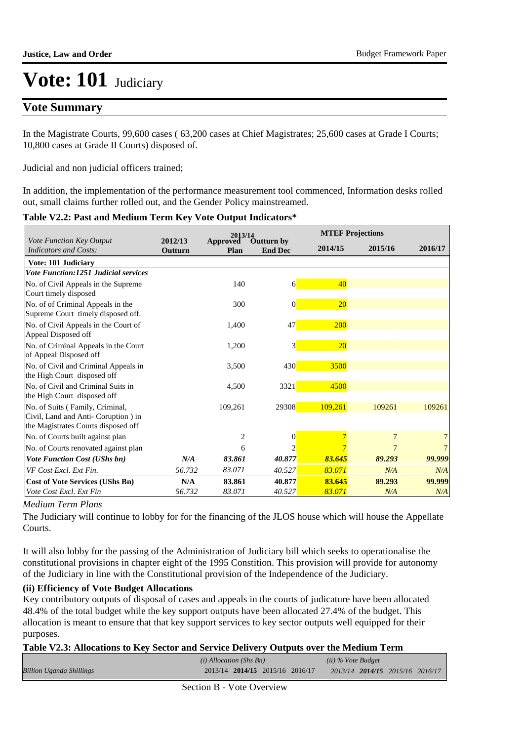# Vote: 101 Judiciary

## Vote Summary

In the Magistrate Courts, 99,600 cases ( 63,200 cases at Chief Magistrates; 25,600 cases at Grade I Courts; 10,800 cases at Grade II Courts) disposed of.

Judicial and non judicial officers trained;

In addition, the implementation of the performance measurement tool commenced, Information desks rolled out, small claims further rolled out, and the Gender Policy mainstreamed.

**Table V2.2: Past and Medium Term Key Vote Output Indicators***

| Vote Function Key Output Indicators and Costs: | 2012/13 Outturn | 2013/14 Approved Plan | 2013/14 Outturn by End Dec | MTEF Projections 2014/15 | MTEF Projections 2015/16 | MTEF Projections 2016/17 |
|---|---|---|---|---|---|---|
| **Vote: 101 Judiciary** | | | | | | |
| ***Vote Function:1251 Judicial services*** | | | | | | |
| No. of Civil Appeals in the Supreme Court timely disposed | | 140 | 6 | 40 | | |
| No. of of Criminal Appeals in the Supreme Court timely disposed off. | | 300 | 0 | 20 | | |
| No. of Civil Appeals in the Court of Appeal Disposed off | | 1,400 | 47 | 200 | | |
| No. of Criminal Appeals in the Court of Appeal Disposed off | | 1,200 | 3 | 20 | | |
| No. of Civil and Criminal Appeals in the High Court disposed off | | 3,500 | 430 | 3500 | | |
| No. of Civil and Criminal Suits in the High Court disposed off | | 4,500 | 3321 | 4500 | | |
| No. of Suits ( Family, Criminal, Civil, Land and Anti- Coruption ) in the Magistrates Courts disposed off | | 109,261 | 29308 | 109,261 | 109261 | 109261 |
| No. of Courts built against plan | | 2 | 0 | 7 | 7 | 7 |
| No. of Courts renovated against plan | | 6 | 2 | 7 | 7 | 7 |
| ***Vote Function Cost (UShs bn)*** | ***N/A*** | ***83.861*** | ***40.877*** | ***83.645*** | ***89.293*** | ***99.999*** |
| *VF Cost Excl. Ext Fin.* | *56.732* | *83.071* | *40.527* | *83.071* | *N/A* | *N/A* |
| **Cost of Vote Services (UShs Bn)** | **N/A** | **83.861** | **40.877** | **83.645** | **89.293** | **99.999** |
| *Vote Cost Excl. Ext Fin* | *56.732* | *83.071* | *40.527* | *83.071* | *N/A* | *N/A* |

*Medium Term Plans*

The Judiciary will continue to lobby for for the financing of the JLOS house which will house the Appellate Courts.

It will also lobby for the passing of the Administration of Judiciary bill which seeks to operationalise the constitutional provisions in chapter eight of the 1995 Constition. This provision will provide for autonomy of the Judiciary in line with the Constitutional provision of the Independence of the Judiciary.

**(ii) Efficiency of Vote Budget Allocations**

Key contributory outputs of disposal of cases and appeals in the courts of judicature have been allocated 48.4% of the total budget while the key support outputs have been allocated 27.4% of the budget. This allocation is meant to ensure that that key support services to key sector outputs well equipped for their purposes.

**Table V2.3: Allocations to Key Sector and Service Delivery Outputs over the Medium Term**

| *Billion Uganda Shillings* | *(i) Allocation (Shs Bn)* 2013/14 | **2014/15** | 2015/16 | 2016/17 | *(ii) % Vote Budget* 2013/14 | **2014/15** | 2015/16 | 2016/17 |
|---|---|---|---|---|---|---|---|---|

Section B - Vote Overview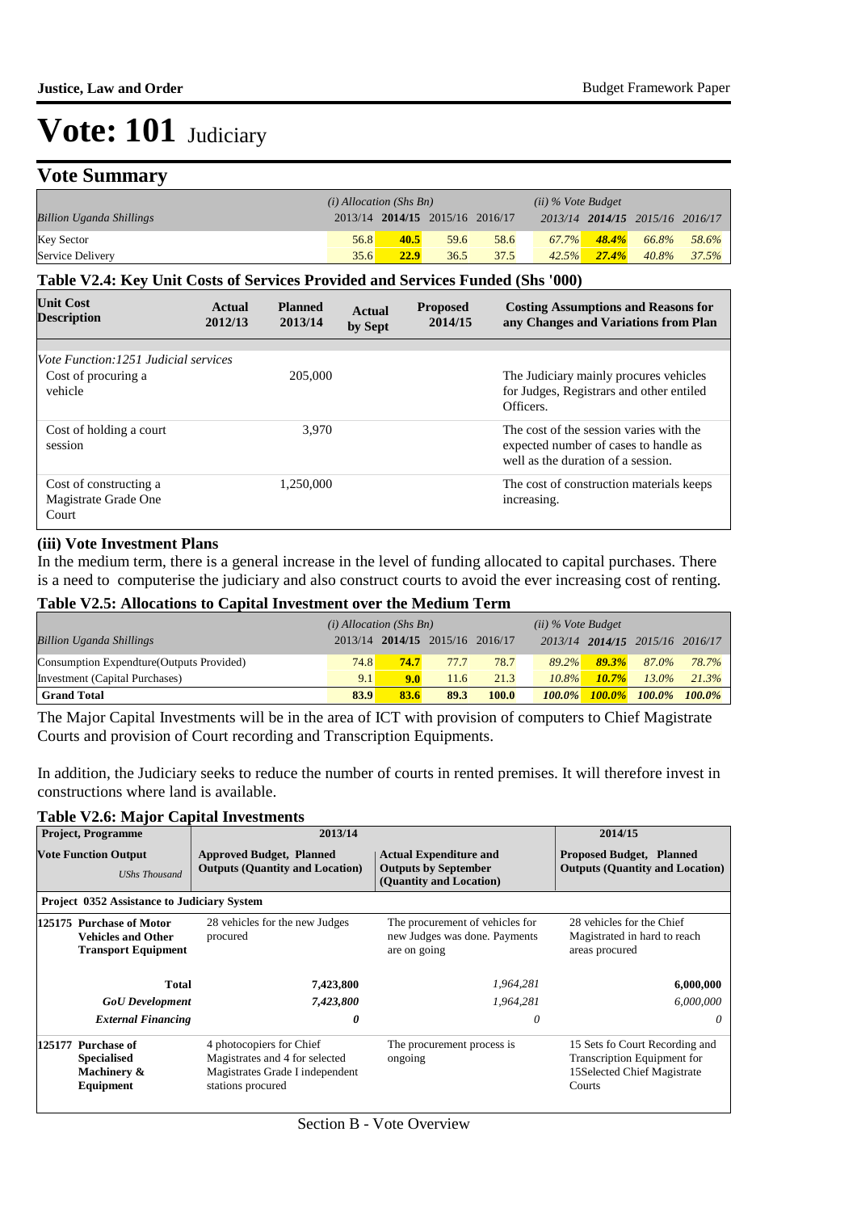# Vote: 101 Judiciary

## Vote Summary

| Billion Uganda Shillings | (i) Allocation (Shs Bn) 2013/14 | 2014/15 | 2015/16 | 2016/17 | (ii) % Vote Budget 2013/14 | 2014/15 | 2015/16 | 2016/17 |
|---|---|---|---|---|---|---|---|---|
| Key Sector | 56.8 | **40.5** | 59.6 | 58.6 | *67.7%* | ***48.4%*** | *66.8%* | *58.6%* |
| Service Delivery | 35.6 | **22.9** | 36.5 | 37.5 | *42.5%* | ***27.4%*** | *40.8%* | *37.5%* |

### Table V2.4: Key Unit Costs of Services Provided and Services Funded (Shs '000)

| Unit Cost Description | Actual 2012/13 | Planned 2013/14 | Actual by Sept | Proposed 2014/15 | Costing Assumptions and Reasons for any Changes and Variations from Plan |
|---|---|---|---|---|---|
| *Vote Function:1251 Judicial services* | | | | | |
| Cost of procuring a vehicle | | 205,000 | | | The Judiciary mainly procures vehicles for Judges, Registrars and other entiled Officers. |
| Cost of holding a court session | | 3,970 | | | The cost of the session varies with the expected number of cases to handle as well as the duration of a session. |
| Cost of constructing a Magistrate Grade One Court | | 1,250,000 | | | The cost of construction materials keeps increasing. |

### (iii) Vote Investment Plans

In the medium term, there is a general increase in the level of funding allocated to capital purchases. There is a need to computerise the judiciary and also construct courts to avoid the ever increasing cost of renting.

### Table V2.5: Allocations to Capital Investment over the Medium Term

| Billion Uganda Shillings | (i) Allocation (Shs Bn) 2013/14 | 2014/15 | 2015/16 | 2016/17 | (ii) % Vote Budget 2013/14 | 2014/15 | 2015/16 | 2016/17 |
|---|---|---|---|---|---|---|---|---|
| Consumption Expendture(Outputs Provided) | 74.8 | **74.7** | 77.7 | 78.7 | *89.2%* | ***89.3%*** | *87.0%* | *78.7%* |
| Investment (Capital Purchases) | 9.1 | **9.0** | 11.6 | 21.3 | *10.8%* | ***10.7%*** | *13.0%* | *21.3%* |
| **Grand Total** | **83.9** | **83.6** | **89.3** | **100.0** | ***100.0%*** | ***100.0%*** | ***100.0%*** | ***100.0%*** |

The Major Capital Investments will be in the area of ICT with provision of computers to Chief Magistrate Courts and provision of Court recording and Transcription Equipments.

In addition, the Judiciary seeks to reduce the number of courts in rented premises. It will therefore invest in constructions where land is available.

### Table V2.6: Major Capital Investments

| Project, Programme | 2013/14 | | 2014/15 |
|---|---|---|---|
| **Vote Function Output** *UShs Thousand* | **Approved Budget, Planned Outputs (Quantity and Location)** | **Actual Expenditure and Outputs by September (Quantity and Location)** | **Proposed Budget, Planned Outputs (Quantity and Location)** |
| **Project 0352 Assistance to Judiciary System** | | | |
| **125175 Purchase of Motor Vehicles and Other Transport Equipment** | 28 vehicles for the new Judges procured | The procurement of vehicles for new Judges was done. Payments are on going | 28 vehicles for the Chief Magistrated in hard to reach areas procured |
| **Total** | **7,423,800** | *1,964,281* | **6,000,000** |
| ***GoU Development*** | *7,423,800* | *1,964,281* | *6,000,000* |
| ***External Financing*** | ***0*** | *0* | *0* |
| **125177 Purchase of Specialised Machinery & Equipment** | 4 photocopiers for Chief Magistrates and 4 for selected Magistrates Grade I independent stations procured | The procurement process is ongoing | 15 Sets fo Court Recording and Transcription Equipment for 15Selected Chief Magistrate Courts |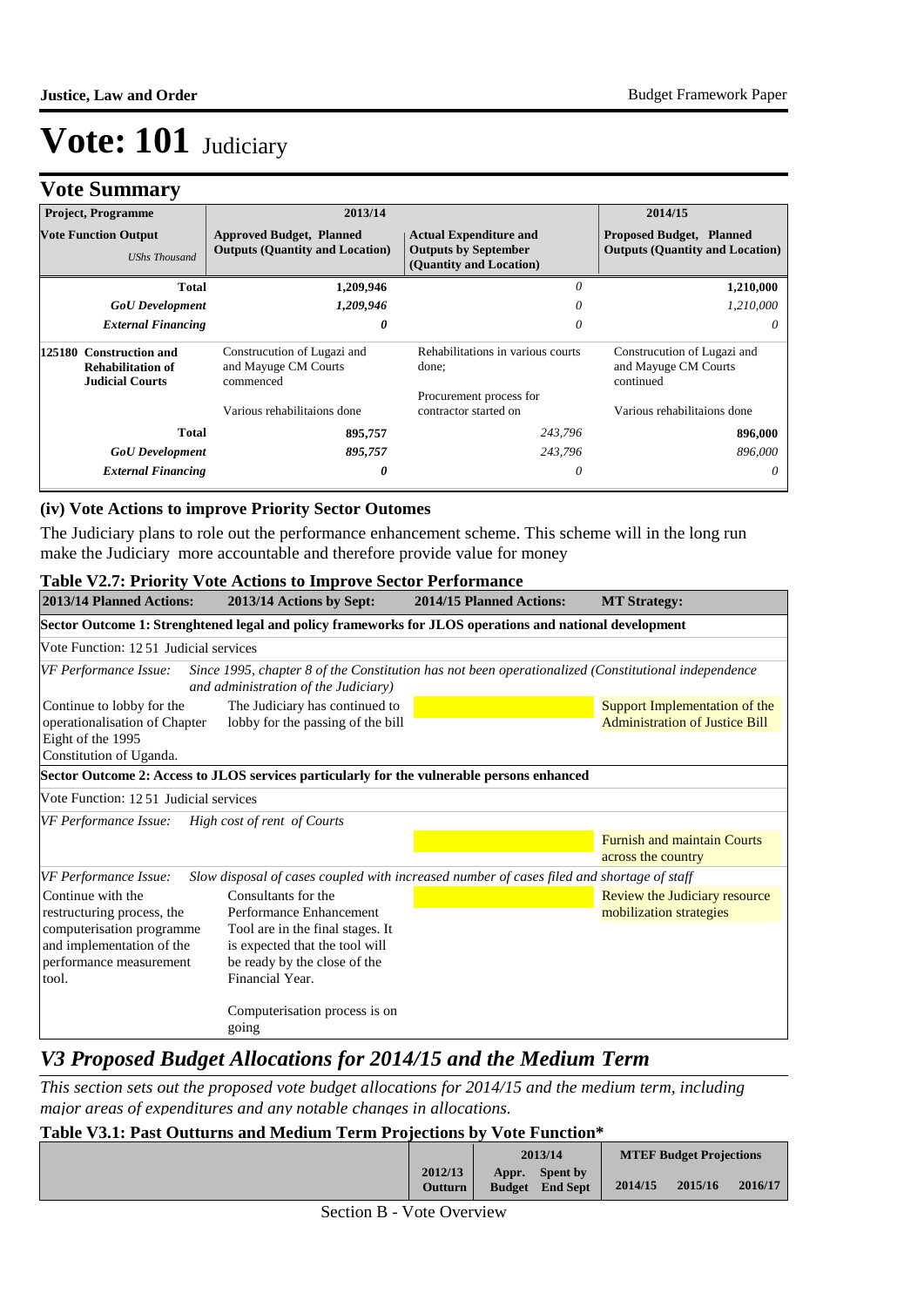# Vote: 101 Judiciary

## Vote Summary

| Project, Programme | 2013/14 | | 2014/15 |
|---|---|---|---|
| **Vote Function Output** *UShs Thousand* | **Approved Budget, Planned Outputs (Quantity and Location)** | **Actual Expenditure and Outputs by September (Quantity and Location)** | **Proposed Budget, Planned Outputs (Quantity and Location)** |
| **Total** | **1,209,946** | *0* | **1,210,000** |
| ***GoU Development*** | *1,209,946* | *0* | *1,210,000* |
| ***External Financing*** | ***0*** | *0* | *0* |
| **125180 Construction and Rehabilitation of Judicial Courts** | Construcution of Lugazi and Mayuge CM Courts commenced<br><br>Various rehabilitaions done | Rehabilitations in various courts done;<br><br>Procurement process for contractor started on | Construcution of Lugazi and Mayuge CM Courts continued<br><br>Various rehabilitaions done |
| **Total** | **895,757** | *243,796* | **896,000** |
| ***GoU Development*** | *895,757* | *243,796* | *896,000* |
| ***External Financing*** | ***0*** | *0* | *0* |

### (iv) Vote Actions to improve Priority Sector Outomes

The Judiciary plans to role out the performance enhancement scheme. This scheme will in the long run make the Judiciary more accountable and therefore provide value for money

### Table V2.7: Priority Vote Actions to Improve Sector Performance

| 2013/14 Planned Actions: | 2013/14 Actions by Sept: | 2014/15 Planned Actions: | MT Strategy: |
|---|---|---|---|
| **Sector Outcome 1: Strenghtened legal and policy frameworks for JLOS operations and national development** | | | |
| Vote Function: 12 51 Judicial services | | | |
| *VF Performance Issue:* | *Since 1995, chapter 8 of the Constitution has not been operationalized (Constitutional independence and administration of the Judiciary)* | | |
| Continue to lobby for the operationalisation of Chapter Eight of the 1995 Constitution of Uganda. | The Judiciary has continued to lobby for the passing of the bill | | Support Implementation of the Administration of Justice Bill |
| **Sector Outcome 2: Access to JLOS services particularly for the vulnerable persons enhanced** | | | |
| Vote Function: 12 51 Judicial services | | | |
| *VF Performance Issue:* | *High cost of rent of Courts* | | |
| | | | Furnish and maintain Courts across the country |
| *VF Performance Issue:* | *Slow disposal of cases coupled with increased number of cases filed and shortage of staff* | | |
| Continue with the restructuring process, the computerisation programme and implementation of the performance measurement tool. | Consultants for the Performance Enhancement Tool are in the final stages. It is expected that the tool will be ready by the close of the Financial Year.<br><br>Computerisation process is on going | | Review the Judiciary resource mobilization strategies |

## *V3 Proposed Budget Allocations for 2014/15 and the Medium Term*

*This section sets out the proposed vote budget allocations for 2014/15 and the medium term, including major areas of expenditures and any notable changes in allocations.*

### Table V3.1: Past Outturns and Medium Term Projections by Vote Function*

| | 2012/13 Outturn | 2013/14 Appr. Budget | 2013/14 Spent by End Sept | MTEF Budget Projections 2014/15 | 2015/16 | 2016/17 |
|---|---|---|---|---|---|---|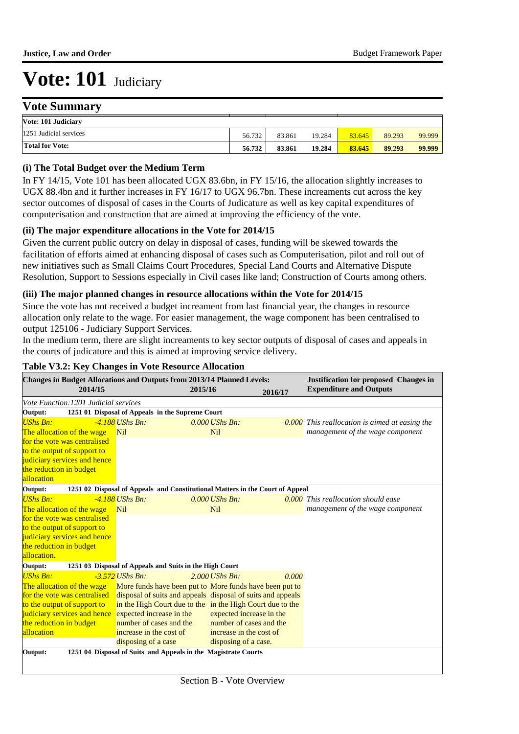# Vote: 101 Judiciary

## Vote Summary

| Vote: 101 Judiciary | | | | | | |
|---|---|---|---|---|---|---|
| 1251 Judicial services | 56.732 | 83.861 | 19.284 | 83.645 | 89.293 | 99.999 |
| **Total for Vote:** | **56.732** | **83.861** | **19.284** | **83.645** | **89.293** | **99.999** |

### (i) The Total Budget over the Medium Term

In FY 14/15, Vote 101 has been allocated UGX 83.6bn, in FY 15/16, the allocation slightly increases to UGX 88.4bn and it further increases in FY 16/17 to UGX 96.7bn. These increaments cut across the key sector outcomes of disposal of cases in the Courts of Judicature as well as key capital expenditures of computerisation and construction that are aimed at improving the efficiency of the vote.

### (ii) The major expenditure allocations in the Vote for 2014/15

Given the current public outcry on delay in disposal of cases, funding will be skewed towards the facilitation of efforts aimed at enhancing disposal of cases such as Computerisation, pilot and roll out of new initiatives such as Small Claims Court Procedures, Special Land Courts and Alternative Dispute Resolution, Support to Sessions especially in Civil cases like land; Construction of Courts among others.

### (iii) The major planned changes in resource allocations within the Vote for 2014/15

Since the vote has not received a budget increament from last financial year, the changes in resource allocation only relate to the wage. For easier management, the wage component has been centralised to output 125106 - Judiciary Support Services.

In the medium term, there are slight increaments to key sector outputs of disposal of cases and appeals in the courts of judicature and this is aimed at improving service delivery.

### Table V3.2: Key Changes in Vote Resource Allocation

| Changes in Budget Allocations and Outputs from 2013/14 Planned Levels: 2014/15 | 2015/16 | 2016/17 | Justification for proposed Changes in Expenditure and Outputs |
|---|---|---|---|
| *Vote Function:1201 Judicial services* | | | |
| **Output: 1251 01 Disposal of Appeals in the Supreme Court** | | | |
| *UShs Bn: -4.188* The allocation of the wage for the vote was centralised to the output of support to judiciary services and hence the reduction in budget allocation | *UShs Bn: 0.000* Nil | *UShs Bn: 0.000* Nil | *This reallocation is aimed at easing the management of the wage component* |
| **Output: 1251 02 Disposal of Appeals and Constitutional Matters in the Court of Appeal** | | | |
| *UShs Bn: -4.188* The allocation of the wage for the vote was centralised to the output of support to judiciary services and hence the reduction in budget allocation. | *UShs Bn: 0.000* Nil | *UShs Bn: 0.000* Nil | *This reallocation should ease management of the wage component* |
| **Output: 1251 03 Disposal of Appeals and Suits in the High Court** | | | |
| *UShs Bn: -3.572* The allocation of the wage for the vote was centralised to the output of support to judiciary services and hence the reduction in budget allocation | *UShs Bn: 2.000* More funds have been put to disposal of suits and appeals in the High Court due to the expected increase in the number of cases and the increase in the cost of disposing of a case | *UShs Bn: 0.000* More funds have been put to disposal of suits and appeals in the High Court due to the expected increase in the number of cases and the increase in the cost of disposing of a case. | |
| **Output: 1251 04 Disposal of Suits and Appeals in the Magistrate Courts** | | | |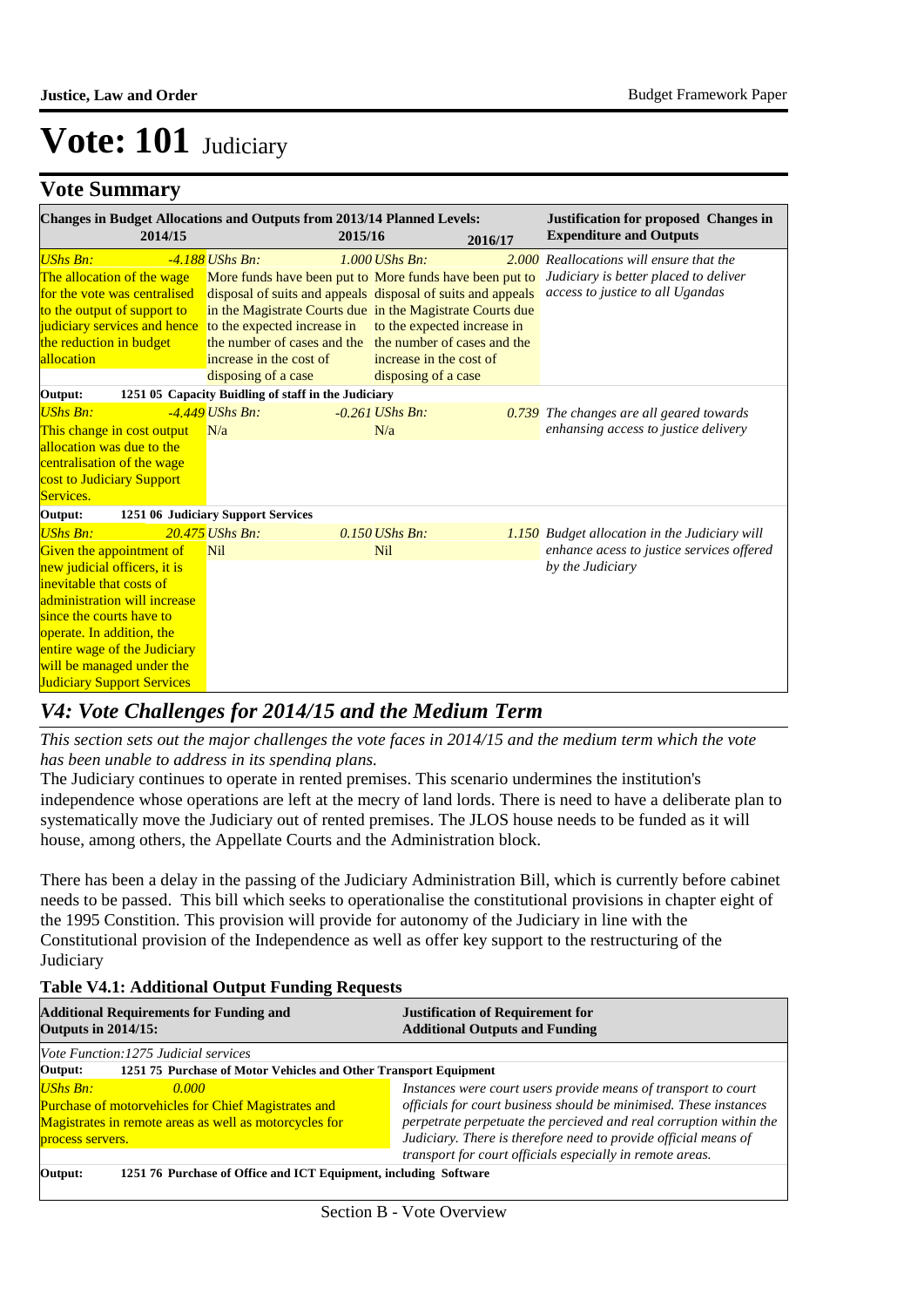# Vote: 101 Judiciary

## Vote Summary

| Changes in Budget Allocations and Outputs from 2013/14 Planned Levels: 2014/15 | 2015/16 | 2016/17 | Justification for proposed Changes in Expenditure and Outputs |
|---|---|---|---|
| *UShs Bn:* *-4.188* The allocation of the wage for the vote was centralised to the output of support to judiciary services and hence the reduction in budget allocation | *UShs Bn:* *1.000* More funds have been put to disposal of suits and appeals in the Magistrate Courts due to the expected increase in the number of cases and the increase in the cost of disposing of a case | *UShs Bn:* *2.000* More funds have been put to disposal of suits and appeals in the Magistrate Courts due to the expected increase in the number of cases and the increase in the cost of disposing of a case | *Reallocations will ensure that the Judiciary is better placed to deliver access to justice to all Ugandas* |
| **Output: 1251 05 Capacity Buidling of staff in the Judiciary** | | | |
| *UShs Bn:* *-4.449* This change in cost output allocation was due to the centralisation of the wage cost to Judiciary Support Services. | *UShs Bn:* *-0.261* N/a | *UShs Bn:* *0.739* N/a | *The changes are all geared towards enhansing access to justice delivery* |
| **Output: 1251 06 Judiciary Support Services** | | | |
| *UShs Bn:* *20.475* Given the appointment of new judicial officers, it is inevitable that costs of administration will increase since the courts have to operate. In addition, the entire wage of the Judiciary will be managed under the Judiciary Support Services | *UShs Bn:* *0.150* Nil | *UShs Bn:* *1.150* Nil | *Budget allocation in the Judiciary will enhance acess to justice services offered by the Judiciary* |

## *V4: Vote Challenges for 2014/15 and the Medium Term*

*This section sets out the major challenges the vote faces in 2014/15 and the medium term which the vote has been unable to address in its spending plans.*

The Judiciary continues to operate in rented premises. This scenario undermines the institution's independence whose operations are left at the mecry of land lords. There is need to have a deliberate plan to systematically move the Judiciary out of rented premises. The JLOS house needs to be funded as it will house, among others, the Appellate Courts and the Administration block.

There has been a delay in the passing of the Judiciary Administration Bill, which is currently before cabinet needs to be passed. This bill which seeks to operationalise the constitutional provisions in chapter eight of the 1995 Constition. This provision will provide for autonomy of the Judiciary in line with the Constitutional provision of the Independence as well as offer key support to the restructuring of the Judiciary

**Table V4.1: Additional Output Funding Requests**

| Additional Requirements for Funding and Outputs in 2014/15: | Justification of Requirement for Additional Outputs and Funding |
|---|---|
| *Vote Function:1275 Judicial services* | |
| **Output: 1251 75 Purchase of Motor Vehicles and Other Transport Equipment** | |
| *UShs Bn:* *0.000* Purchase of motorvehicles for Chief Magistrates and Magistrates in remote areas as well as motorcycles for process servers. | *Instances were court users provide means of transport to court officials for court business should be minimised. These instances perpetrate perpetuate the percieved and real corruption within the Judiciary. There is therefore need to provide official means of transport for court officials especially in remote areas.* |
| **Output: 1251 76 Purchase of Office and ICT Equipment, including Software** | |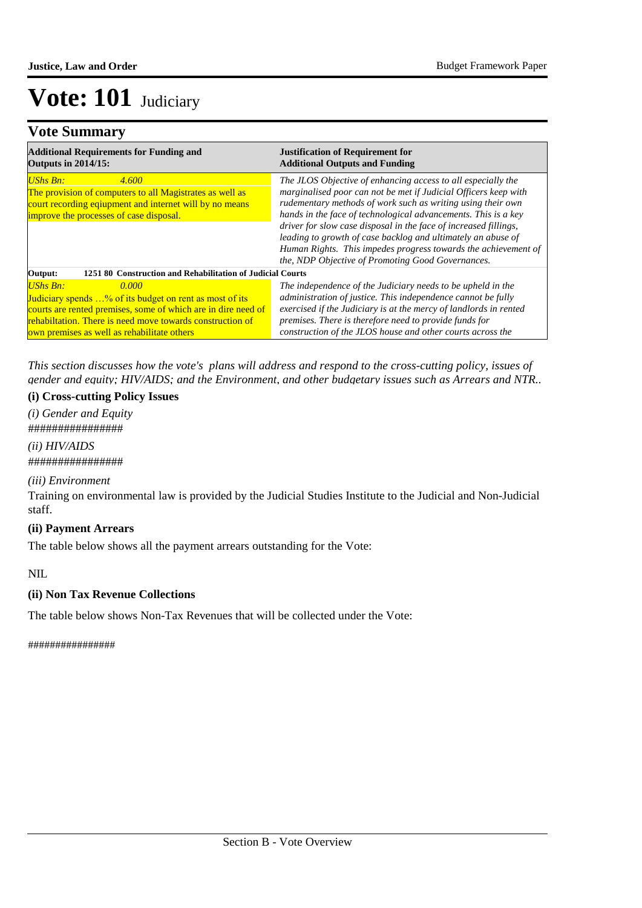# Vote: 101 Judiciary

## Vote Summary

| Additional Requirements for Funding and Outputs in 2014/15: | Justification of Requirement for Additional Outputs and Funding |
|---|---|
| *UShs Bn:* *4.600*<br>The provision of computers to all Magistrates as well as court recording eqiupment and internet will by no means improve the processes of case disposal. | *The JLOS Objective of enhancing access to all especially the marginalised poor can not be met if Judicial Officers keep with rudementary methods of work such as writing using their own hands in the face of technological advancements. This is a key driver for slow case disposal in the face of increased fillings, leading to growth of case backlog and ultimately an abuse of Human Rights. This impedes progress towards the achievement of the, NDP Objective of Promoting Good Governances.* |
| **Output: 1251 80 Construction and Rehabilitation of Judicial Courts** | |
| *UShs Bn:* *0.000*<br>Judiciary spends …% of its budget on rent as most of its courts are rented premises, some of which are in dire need of rehabiltation. There is need move towards construction of own premises as well as rehabilitate others | *The independence of the Judiciary needs to be upheld in the administration of justice. This independence cannot be fully exercised if the Judiciary is at the mercy of landlords in rented premises. There is therefore need to provide funds for construction of the JLOS house and other courts across the* |

*This section discusses how the vote's plans will address and respond to the cross-cutting policy, issues of gender and equity; HIV/AIDS; and the Environment, and other budgetary issues such as Arrears and NTR..*

### (i) Cross-cutting Policy Issues

*(i) Gender and Equity*

################

*(ii) HIV/AIDS*

################

*(iii) Environment*

Training on environmental law is provided by the Judicial Studies Institute to the Judicial and Non-Judicial staff.

### (ii) Payment Arrears

The table below shows all the payment arrears outstanding for the Vote:

NIL

### (ii) Non Tax Revenue Collections

The table below shows Non-Tax Revenues that will be collected under the Vote:

################